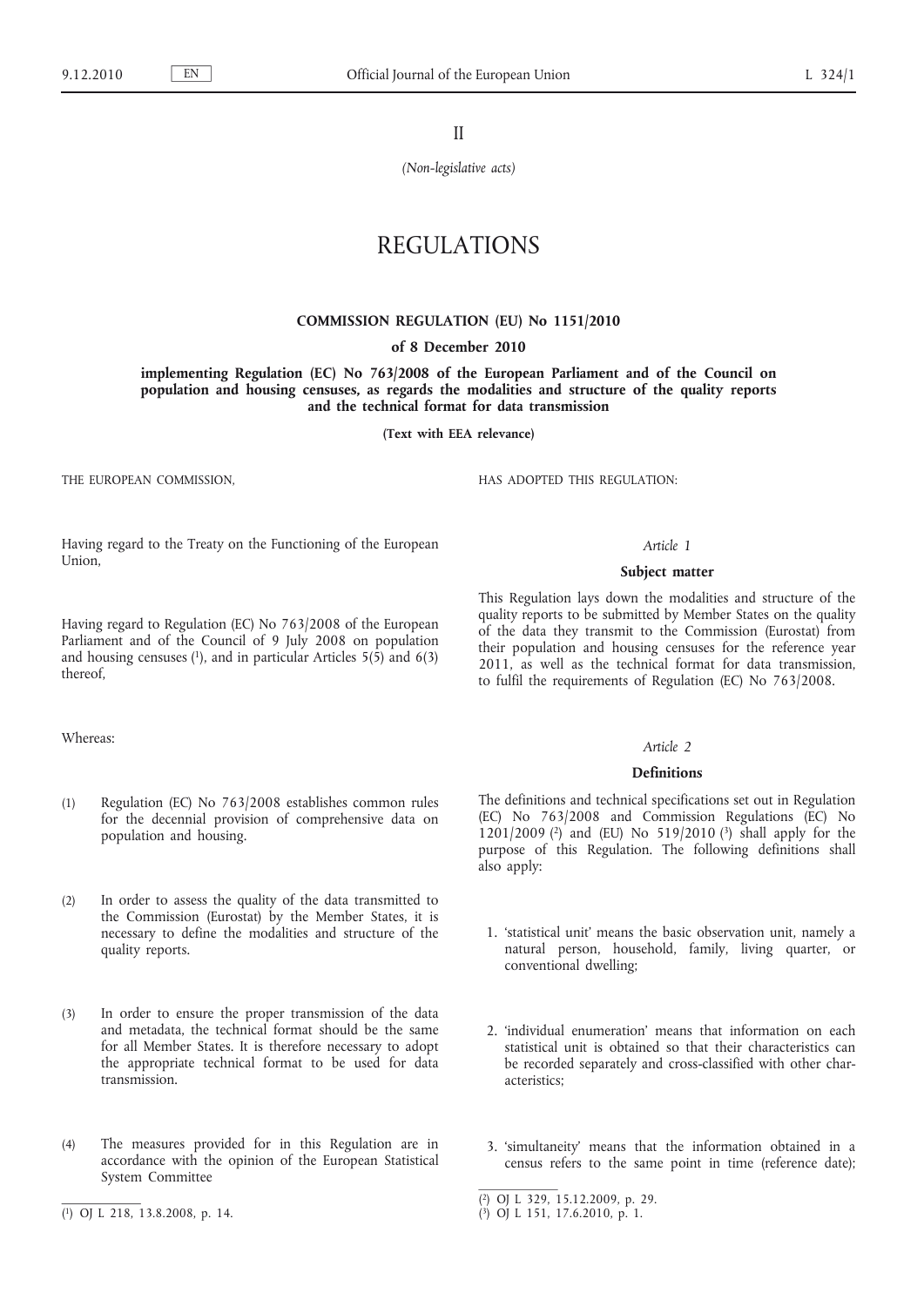II

*(Non-legislative acts)*

# REGULATIONS

## COMMISSION REGULATION (EU) No 1151/2010

**of 8 December 2010**

**implementing Regulation (EC) No 763/2008 of the European Parliament and of the Council on population and housing censuses, as regards the modalities and structure of the quality reports and the technical format for data transmission**

**(Text with EEA relevance)**

THE EUROPEAN COMMISSION,

Having regard to the Treaty on the Functioning of the European Union,

Having regard to Regulation (EC) No 763/2008 of the European Parliament and of the Council of 9 July 2008 on population and housing censuses [1], and in particular Articles 5(5) and 6(3) thereof,

Whereas:

(1) Regulation (EC) No 763/2008 establishes common rules for the decennial provision of comprehensive data on population and housing.

(2) In order to assess the quality of the data transmitted to the Commission (Eurostat) by the Member States, it is necessary to define the modalities and structure of the quality reports.

(3) In order to ensure the proper transmission of the data and metadata, the technical format should be the same for all Member States. It is therefore necessary to adopt the appropriate technical format to be used for data transmission.

(4) The measures provided for in this Regulation are in accordance with the opinion of the European Statistical System Committee

HAS ADOPTED THIS REGULATION:

*Article 1*

**Subject matter**

This Regulation lays down the modalities and structure of the quality reports to be submitted by Member States on the quality of the data they transmit to the Commission (Eurostat) from their population and housing censuses for the reference year 2011, as well as the technical format for data transmission, to fulfil the requirements of Regulation (EC) No 763/2008.

*Article 2*

**Definitions**

The definitions and technical specifications set out in Regulation (EC) No 763/2008 and Commission Regulations (EC) No 1201/2009 [2] and (EU) No 519/2010 [3] shall apply for the purpose of this Regulation. The following definitions shall also apply:

1. 'statistical unit' means the basic observation unit, namely a natural person, household, family, living quarter, or conventional dwelling;

2. 'individual enumeration' means that information on each statistical unit is obtained so that their characteristics can be recorded separately and cross-classified with other characteristics;

3. 'simultaneity' means that the information obtained in a census refers to the same point in time (reference date);

---

[1] OJ L 218, 13.8.2008, p. 14.

[2] OJ L 329, 15.12.2009, p. 29.

[3] OJ L 151, 17.6.2010, p. 1.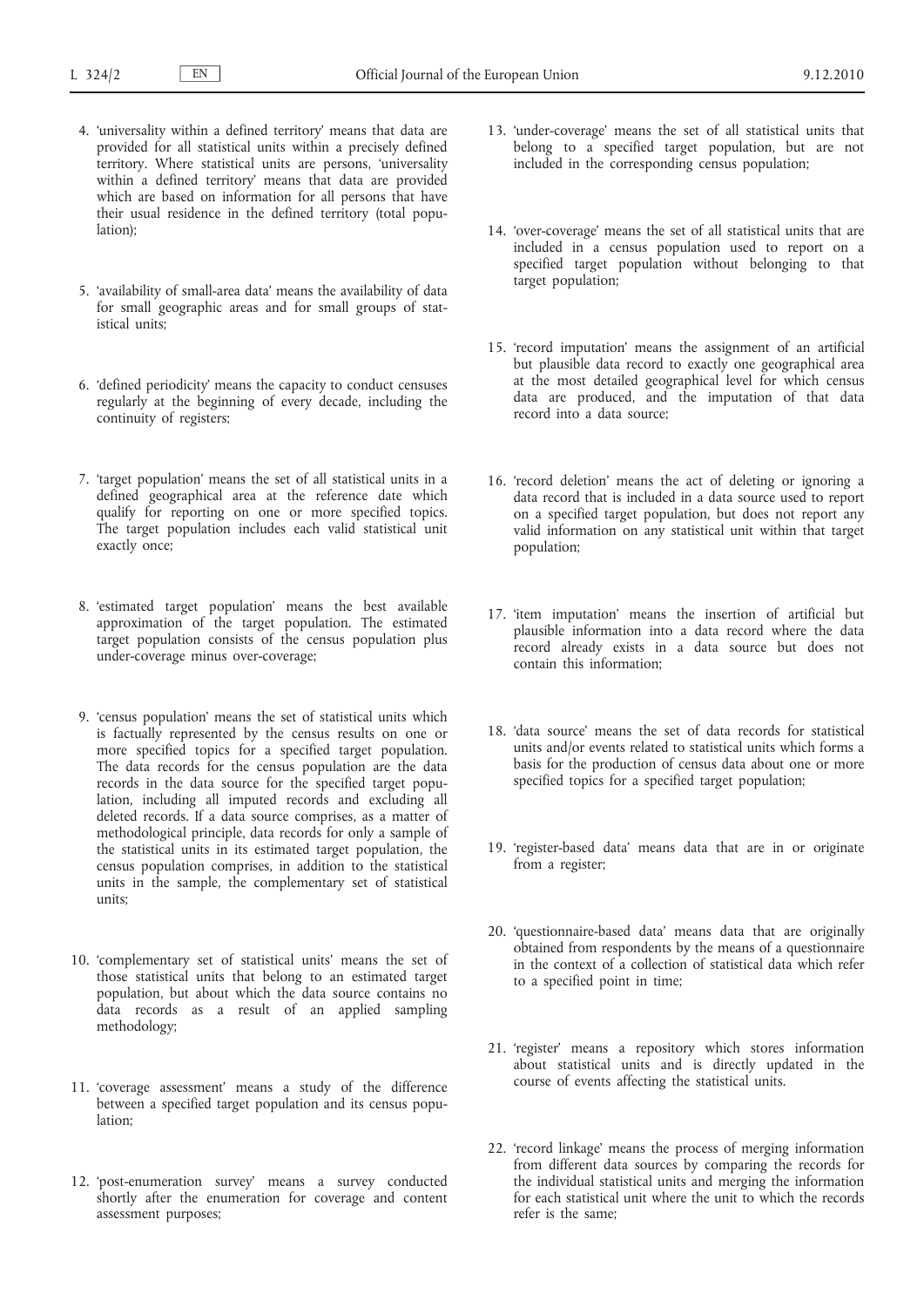4. 'universality within a defined territory' means that data are provided for all statistical units within a precisely defined territory. Where statistical units are persons, 'universality within a defined territory' means that data are provided which are based on information for all persons that have their usual residence in the defined territory (total population);

5. 'availability of small-area data' means the availability of data for small geographic areas and for small groups of statistical units;

6. 'defined periodicity' means the capacity to conduct censuses regularly at the beginning of every decade, including the continuity of registers;

7. 'target population' means the set of all statistical units in a defined geographical area at the reference date which qualify for reporting on one or more specified topics. The target population includes each valid statistical unit exactly once;

8. 'estimated target population' means the best available approximation of the target population. The estimated target population consists of the census population plus under-coverage minus over-coverage;

9. 'census population' means the set of statistical units which is factually represented by the census results on one or more specified topics for a specified target population. The data records for the census population are the data records in the data source for the specified target population, including all imputed records and excluding all deleted records. If a data source comprises, as a matter of methodological principle, data records for only a sample of the statistical units in its estimated target population, the census population comprises, in addition to the statistical units in the sample, the complementary set of statistical units;

10. 'complementary set of statistical units' means the set of those statistical units that belong to an estimated target population, but about which the data source contains no data records as a result of an applied sampling methodology;

11. 'coverage assessment' means a study of the difference between a specified target population and its census population;

12. 'post-enumeration survey' means a survey conducted shortly after the enumeration for coverage and content assessment purposes;

13. 'under-coverage' means the set of all statistical units that belong to a specified target population, but are not included in the corresponding census population;

14. 'over-coverage' means the set of all statistical units that are included in a census population used to report on a specified target population without belonging to that target population;

15. 'record imputation' means the assignment of an artificial but plausible data record to exactly one geographical area at the most detailed geographical level for which census data are produced, and the imputation of that data record into a data source;

16. 'record deletion' means the act of deleting or ignoring a data record that is included in a data source used to report on a specified target population, but does not report any valid information on any statistical unit within that target population;

17. 'item imputation' means the insertion of artificial but plausible information into a data record where the data record already exists in a data source but does not contain this information;

18. 'data source' means the set of data records for statistical units and/or events related to statistical units which forms a basis for the production of census data about one or more specified topics for a specified target population;

19. 'register-based data' means data that are in or originate from a register;

20. 'questionnaire-based data' means data that are originally obtained from respondents by the means of a questionnaire in the context of a collection of statistical data which refer to a specified point in time;

21. 'register' means a repository which stores information about statistical units and is directly updated in the course of events affecting the statistical units.

22. 'record linkage' means the process of merging information from different data sources by comparing the records for the individual statistical units and merging the information for each statistical unit where the unit to which the records refer is the same;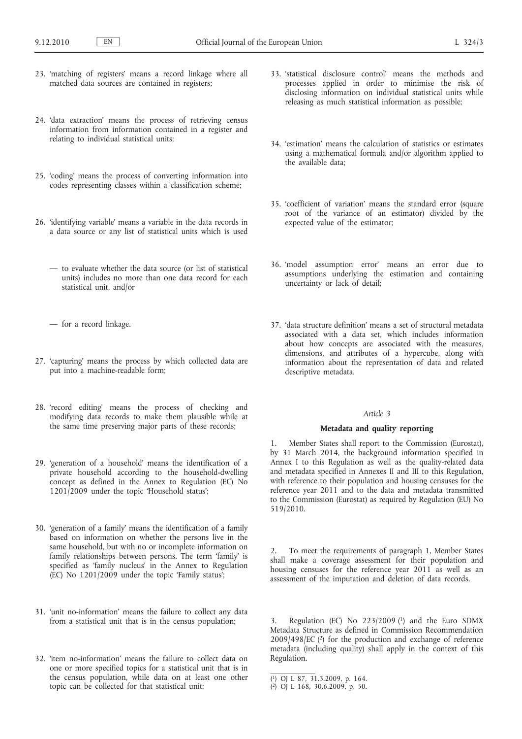23. 'matching of registers' means a record linkage where all matched data sources are contained in registers;

24. 'data extraction' means the process of retrieving census information from information contained in a register and relating to individual statistical units;

25. 'coding' means the process of converting information into codes representing classes within a classification scheme;

26. 'identifying variable' means a variable in the data records in a data source or any list of statistical units which is used

   — to evaluate whether the data source (or list of statistical units) includes no more than one data record for each statistical unit, and/or

   — for a record linkage.

27. 'capturing' means the process by which collected data are put into a machine-readable form;

28. 'record editing' means the process of checking and modifying data records to make them plausible while at the same time preserving major parts of these records;

29. 'generation of a household' means the identification of a private household according to the household-dwelling concept as defined in the Annex to Regulation (EC) No 1201/2009 under the topic 'Household status';

30. 'generation of a family' means the identification of a family based on information on whether the persons live in the same household, but with no or incomplete information on family relationships between persons. The term 'family' is specified as 'family nucleus' in the Annex to Regulation (EC) No 1201/2009 under the topic 'Family status';

31. 'unit no-information' means the failure to collect any data from a statistical unit that is in the census population;

32. 'item no-information' means the failure to collect data on one or more specified topics for a statistical unit that is in the census population, while data on at least one other topic can be collected for that statistical unit;

33. 'statistical disclosure control' means the methods and processes applied in order to minimise the risk of disclosing information on individual statistical units while releasing as much statistical information as possible;

34. 'estimation' means the calculation of statistics or estimates using a mathematical formula and/or algorithm applied to the available data;

35. 'coefficient of variation' means the standard error (square root of the variance of an estimator) divided by the expected value of the estimator;

36. 'model assumption error' means an error due to assumptions underlying the estimation and containing uncertainty or lack of detail;

37. 'data structure definition' means a set of structural metadata associated with a data set, which includes information about how concepts are associated with the measures, dimensions, and attributes of a hypercube, along with information about the representation of data and related descriptive metadata.

*Article 3*

**Metadata and quality reporting**

1. Member States shall report to the Commission (Eurostat), by 31 March 2014, the background information specified in Annex I to this Regulation as well as the quality-related data and metadata specified in Annexes II and III to this Regulation, with reference to their population and housing censuses for the reference year 2011 and to the data and metadata transmitted to the Commission (Eurostat) as required by Regulation (EU) No 519/2010.

2. To meet the requirements of paragraph 1, Member States shall make a coverage assessment for their population and housing censuses for the reference year 2011 as well as an assessment of the imputation and deletion of data records.

3. Regulation (EC) No 223/2009 [1] and the Euro SDMX Metadata Structure as defined in Commission Recommendation 2009/498/EC [2] for the production and exchange of reference metadata (including quality) shall apply in the context of this Regulation.

[1] OJ L 87, 31.3.2009, p. 164.

[2] OJ L 168, 30.6.2009, p. 50.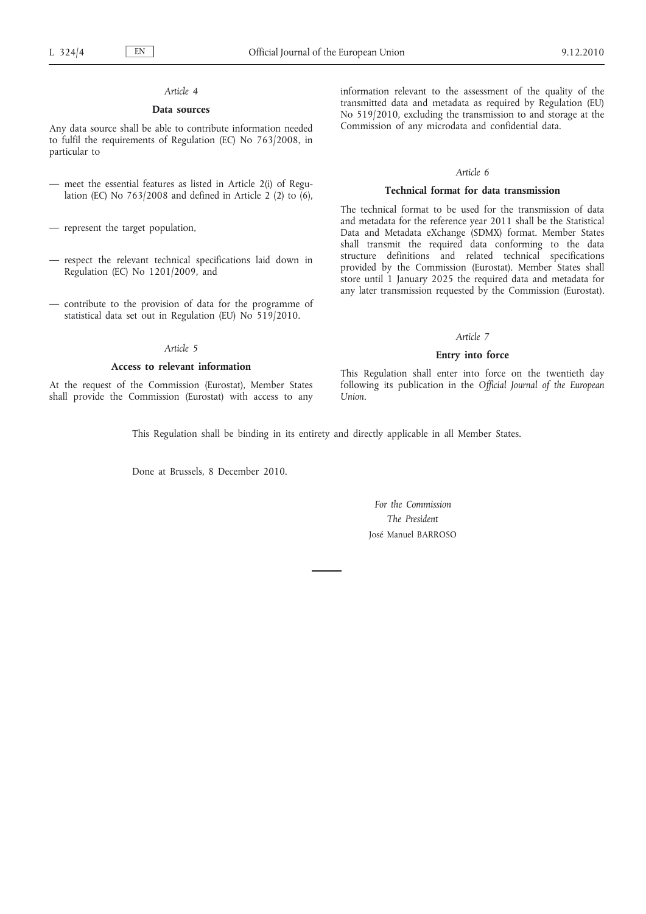*Article 4*

**Data sources**

Any data source shall be able to contribute information needed to fulfil the requirements of Regulation (EC) No 763/2008, in particular to

— meet the essential features as listed in Article 2(i) of Regulation (EC) No 763/2008 and defined in Article 2 (2) to (6),

— represent the target population,

— respect the relevant technical specifications laid down in Regulation (EC) No 1201/2009, and

— contribute to the provision of data for the programme of statistical data set out in Regulation (EU) No 519/2010.

*Article 5*

**Access to relevant information**

At the request of the Commission (Eurostat), Member States shall provide the Commission (Eurostat) with access to any information relevant to the assessment of the quality of the transmitted data and metadata as required by Regulation (EU) No 519/2010, excluding the transmission to and storage at the Commission of any microdata and confidential data.

*Article 6*

**Technical format for data transmission**

The technical format to be used for the transmission of data and metadata for the reference year 2011 shall be the Statistical Data and Metadata eXchange (SDMX) format. Member States shall transmit the required data conforming to the data structure definitions and related technical specifications provided by the Commission (Eurostat). Member States shall store until 1 January 2025 the required data and metadata for any later transmission requested by the Commission (Eurostat).

*Article 7*

**Entry into force**

This Regulation shall enter into force on the twentieth day following its publication in the *Official Journal of the European Union*.

This Regulation shall be binding in its entirety and directly applicable in all Member States.

Done at Brussels, 8 December 2010.

*For the Commission*
*The President*
José Manuel BARROSO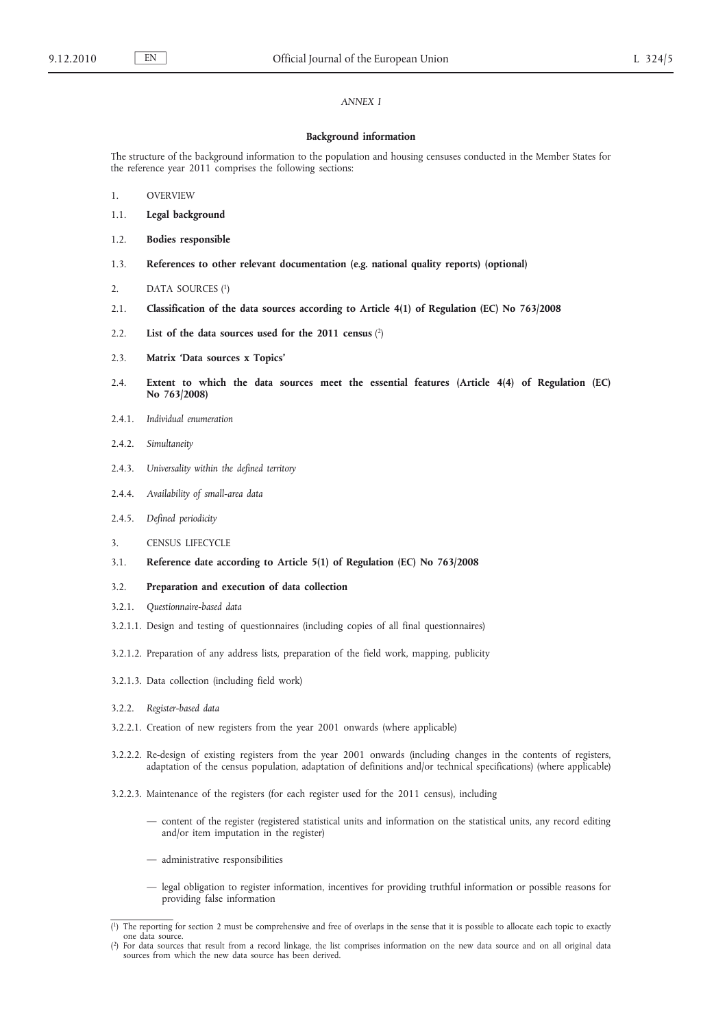*ANNEX I*

**Background information**

The structure of the background information to the population and housing censuses conducted in the Member States for the reference year 2011 comprises the following sections:

1. OVERVIEW

1.1. **Legal background**

1.2. **Bodies responsible**

1.3. **References to other relevant documentation (e.g. national quality reports) (optional)**

2. DATA SOURCES [1]

2.1. **Classification of the data sources according to Article 4(1) of Regulation (EC) No 763/2008**

2.2. **List of the data sources used for the 2011 census** [2]

2.3. **Matrix 'Data sources x Topics'**

2.4. **Extent to which the data sources meet the essential features (Article 4(4) of Regulation (EC) No 763/2008)**

2.4.1. *Individual enumeration*

2.4.2. *Simultaneity*

2.4.3. *Universality within the defined territory*

2.4.4. *Availability of small-area data*

2.4.5. *Defined periodicity*

3. CENSUS LIFECYCLE

3.1. **Reference date according to Article 5(1) of Regulation (EC) No 763/2008**

3.2. **Preparation and execution of data collection**

3.2.1. *Questionnaire-based data*

3.2.1.1. Design and testing of questionnaires (including copies of all final questionnaires)

3.2.1.2. Preparation of any address lists, preparation of the field work, mapping, publicity

3.2.1.3. Data collection (including field work)

3.2.2. *Register-based data*

3.2.2.1. Creation of new registers from the year 2001 onwards (where applicable)

3.2.2.2. Re-design of existing registers from the year 2001 onwards (including changes in the contents of registers, adaptation of the census population, adaptation of definitions and/or technical specifications) (where applicable)

3.2.2.3. Maintenance of the registers (for each register used for the 2011 census), including

- content of the register (registered statistical units and information on the statistical units, any record editing and/or item imputation in the register)
- administrative responsibilities
- legal obligation to register information, incentives for providing truthful information or possible reasons for providing false information

---

[1] The reporting for section 2 must be comprehensive and free of overlaps in the sense that it is possible to allocate each topic to exactly one data source.

[2] For data sources that result from a record linkage, the list comprises information on the new data source and on all original data sources from which the new data source has been derived.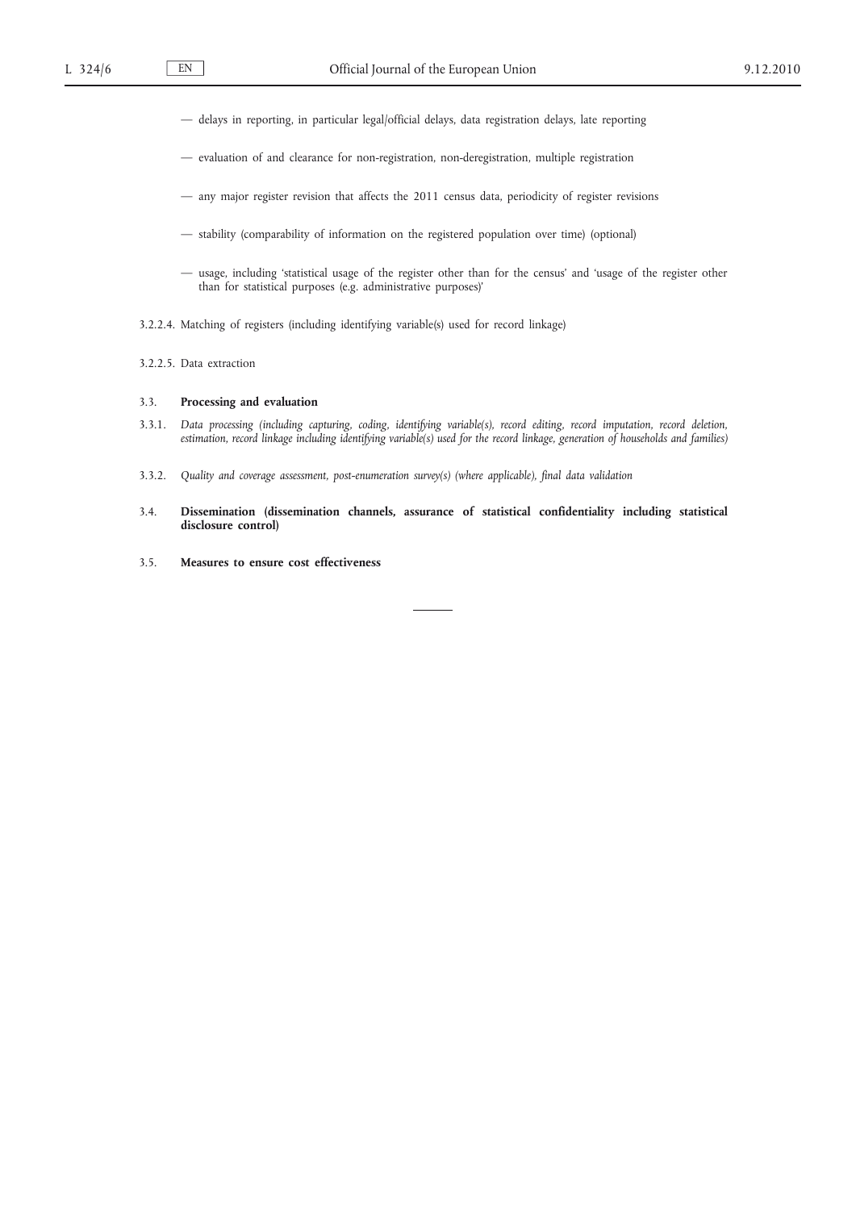- delays in reporting, in particular legal/official delays, data registration delays, late reporting
- evaluation of and clearance for non-registration, non-deregistration, multiple registration
- any major register revision that affects the 2011 census data, periodicity of register revisions
- stability (comparability of information on the registered population over time) (optional)
- usage, including 'statistical usage of the register other than for the census' and 'usage of the register other than for statistical purposes (e.g. administrative purposes)'

3.2.2.4. Matching of registers (including identifying variable(s) used for record linkage)

3.2.2.5. Data extraction

3.3. **Processing and evaluation**

3.3.1. *Data processing (including capturing, coding, identifying variable(s), record editing, record imputation, record deletion, estimation, record linkage including identifying variable(s) used for the record linkage, generation of households and families)*

3.3.2. *Quality and coverage assessment, post-enumeration survey(s) (where applicable), final data validation*

3.4. **Dissemination (dissemination channels, assurance of statistical confidentiality including statistical disclosure control)**

3.5. **Measures to ensure cost effectiveness**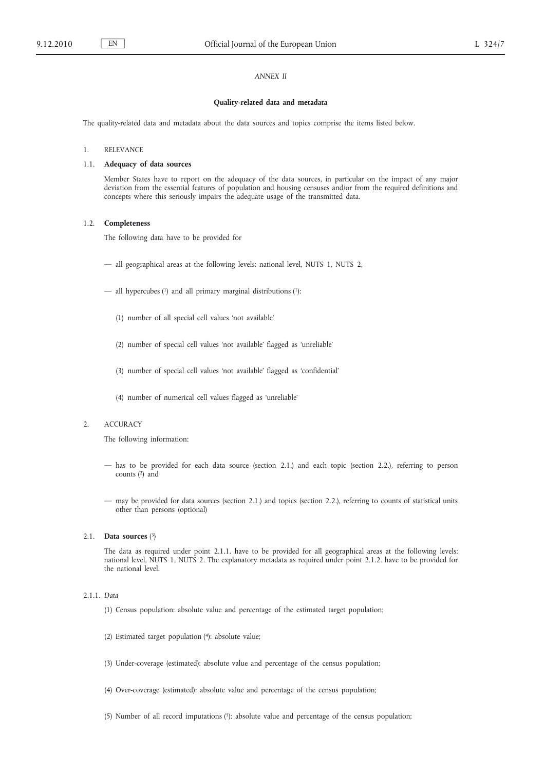*ANNEX II*

**Quality-related data and metadata**

The quality-related data and metadata about the data sources and topics comprise the items listed below.

1. RELEVANCE

1.1. **Adequacy of data sources**

Member States have to report on the adequacy of the data sources, in particular on the impact of any major deviation from the essential features of population and housing censuses and/or from the required definitions and concepts where this seriously impairs the adequate usage of the transmitted data.

1.2. **Completeness**

The following data have to be provided for

— all geographical areas at the following levels: national level, NUTS 1, NUTS 2,

— all hypercubes [1] and all primary marginal distributions [1]:

(1) number of all special cell values 'not available'

(2) number of special cell values 'not available' flagged as 'unreliable'

(3) number of special cell values 'not available' flagged as 'confidential'

(4) number of numerical cell values flagged as 'unreliable'

2. ACCURACY

The following information:

— has to be provided for each data source (section 2.1.) and each topic (section 2.2.), referring to person counts [2] and

— may be provided for data sources (section 2.1.) and topics (section 2.2.), referring to counts of statistical units other than persons (optional)

2.1. **Data sources** [3]

The data as required under point 2.1.1. have to be provided for all geographical areas at the following levels: national level, NUTS 1, NUTS 2. The explanatory metadata as required under point 2.1.2. have to be provided for the national level.

2.1.1. *Data*

(1) Census population: absolute value and percentage of the estimated target population;

(2) Estimated target population [4]: absolute value;

(3) Under-coverage (estimated): absolute value and percentage of the census population;

(4) Over-coverage (estimated): absolute value and percentage of the census population;

(5) Number of all record imputations [5]: absolute value and percentage of the census population;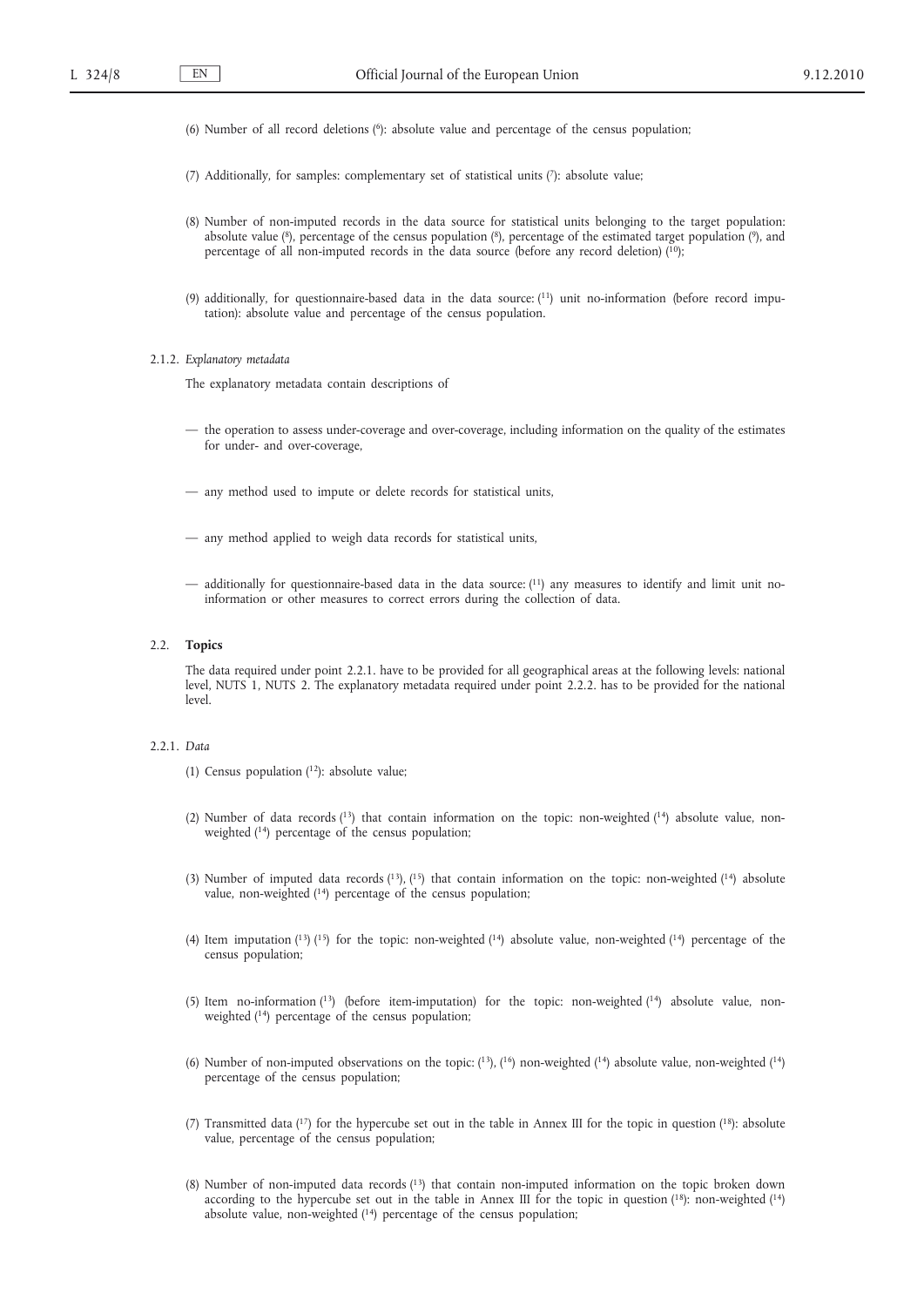(6) Number of all record deletions [6]: absolute value and percentage of the census population;

(7) Additionally, for samples: complementary set of statistical units [7]: absolute value;

(8) Number of non-imputed records in the data source for statistical units belonging to the target population: absolute value [8], percentage of the census population [8], percentage of the estimated target population [9], and percentage of all non-imputed records in the data source (before any record deletion) [10];

(9) additionally, for questionnaire-based data in the data source: [11] unit no-information (before record imputation): absolute value and percentage of the census population.

2.1.2. *Explanatory metadata*

The explanatory metadata contain descriptions of

— the operation to assess under-coverage and over-coverage, including information on the quality of the estimates for under- and over-coverage,

— any method used to impute or delete records for statistical units,

— any method applied to weigh data records for statistical units,

— additionally for questionnaire-based data in the data source: [11] any measures to identify and limit unit no-information or other measures to correct errors during the collection of data.

2.2. **Topics**

The data required under point 2.2.1. have to be provided for all geographical areas at the following levels: national level, NUTS 1, NUTS 2. The explanatory metadata required under point 2.2.2. has to be provided for the national level.

2.2.1. *Data*

(1) Census population [12]: absolute value;

(2) Number of data records [13] that contain information on the topic: non-weighted [14] absolute value, non-weighted [14] percentage of the census population;

(3) Number of imputed data records [13], [15] that contain information on the topic: non-weighted [14] absolute value, non-weighted [14] percentage of the census population;

(4) Item imputation [13] [15] for the topic: non-weighted [14] absolute value, non-weighted [14] percentage of the census population;

(5) Item no-information [13] (before item-imputation) for the topic: non-weighted [14] absolute value, non-weighted [14] percentage of the census population;

(6) Number of non-imputed observations on the topic: [13], [16] non-weighted [14] absolute value, non-weighted [14] percentage of the census population;

(7) Transmitted data [17] for the hypercube set out in the table in Annex III for the topic in question [18]: absolute value, percentage of the census population;

(8) Number of non-imputed data records [13] that contain non-imputed information on the topic broken down according to the hypercube set out in the table in Annex III for the topic in question [18]: non-weighted [14] absolute value, non-weighted [14] percentage of the census population;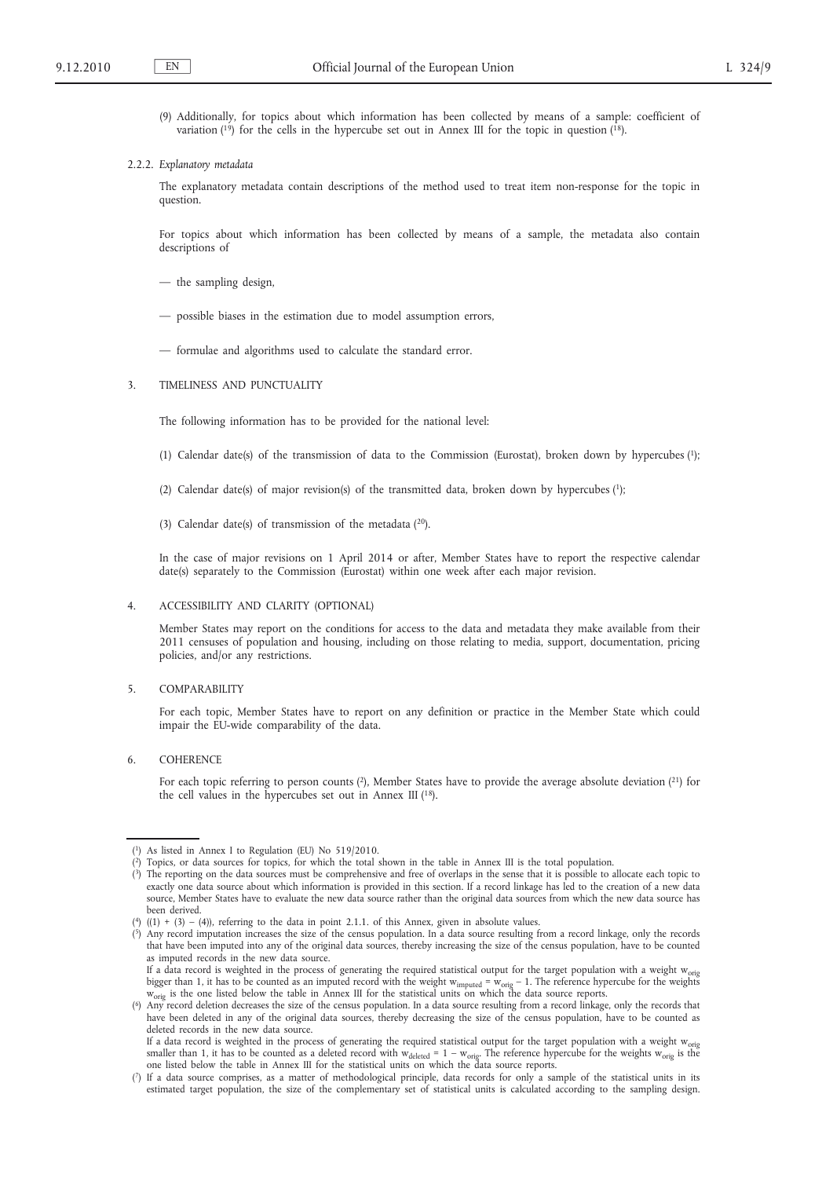(9) Additionally, for topics about which information has been collected by means of a sample: coefficient of variation [19] for the cells in the hypercube set out in Annex III for the topic in question [18].

2.2.2. *Explanatory metadata*

The explanatory metadata contain descriptions of the method used to treat item non-response for the topic in question.

For topics about which information has been collected by means of a sample, the metadata also contain descriptions of

— the sampling design,

— possible biases in the estimation due to model assumption errors,

— formulae and algorithms used to calculate the standard error.

3. TIMELINESS AND PUNCTUALITY

The following information has to be provided for the national level:

(1) Calendar date(s) of the transmission of data to the Commission (Eurostat), broken down by hypercubes [1];

(2) Calendar date(s) of major revision(s) of the transmitted data, broken down by hypercubes [1];

(3) Calendar date(s) of transmission of the metadata [20].

In the case of major revisions on 1 April 2014 or after, Member States have to report the respective calendar date(s) separately to the Commission (Eurostat) within one week after each major revision.

4. ACCESSIBILITY AND CLARITY (OPTIONAL)

Member States may report on the conditions for access to the data and metadata they make available from their 2011 censuses of population and housing, including on those relating to media, support, documentation, pricing policies, and/or any restrictions.

5. COMPARABILITY

For each topic, Member States have to report on any definition or practice in the Member State which could impair the EU-wide comparability of the data.

6. COHERENCE

For each topic referring to person counts [2], Member States have to provide the average absolute deviation [21] for the cell values in the hypercubes set out in Annex III [18].

---

[1] As listed in Annex I to Regulation (EU) No 519/2010.

[2] Topics, or data sources for topics, for which the total shown in the table in Annex III is the total population.

[3] The reporting on the data sources must be comprehensive and free of overlaps in the sense that it is possible to allocate each topic to exactly one data source about which information is provided in this section. If a record linkage has led to the creation of a new data source, Member States have to evaluate the new data source rather than the original data sources from which the new data source has been derived.

[4] ((1) + (3) − (4)), referring to the data in point 2.1.1. of this Annex, given in absolute values.

[5] Any record imputation increases the size of the census population. In a data source resulting from a record linkage, only the records that have been imputed into any of the original data sources, thereby increasing the size of the census population, have to be counted as imputed records in the new data source.
If a data record is weighted in the process of generating the required statistical output for the target population with a weight $w_{orig}$ bigger than 1, it has to be counted as an imputed record with the weight $w_{imputed} = w_{orig} - 1$. The reference hypercube for the weights $w_{orig}$ is the one listed below the table in Annex III for the statistical units on which the data source reports.

[6] Any record deletion decreases the size of the census population. In a data source resulting from a record linkage, only the records that have been deleted in any of the original data sources, thereby decreasing the size of the census population, have to be counted as deleted records in the new data source.
If a data record is weighted in the process of generating the required statistical output for the target population with a weight $w_{orig}$ smaller than 1, it has to be counted as a deleted record with $w_{deleted} = 1 - w_{orig}$. The reference hypercube for the weights $w_{orig}$ is the one listed below the table in Annex III for the statistical units on which the data source reports.

[7] If a data source comprises, as a matter of methodological principle, data records for only a sample of the statistical units in its estimated target population, the size of the complementary set of statistical units is calculated according to the sampling design.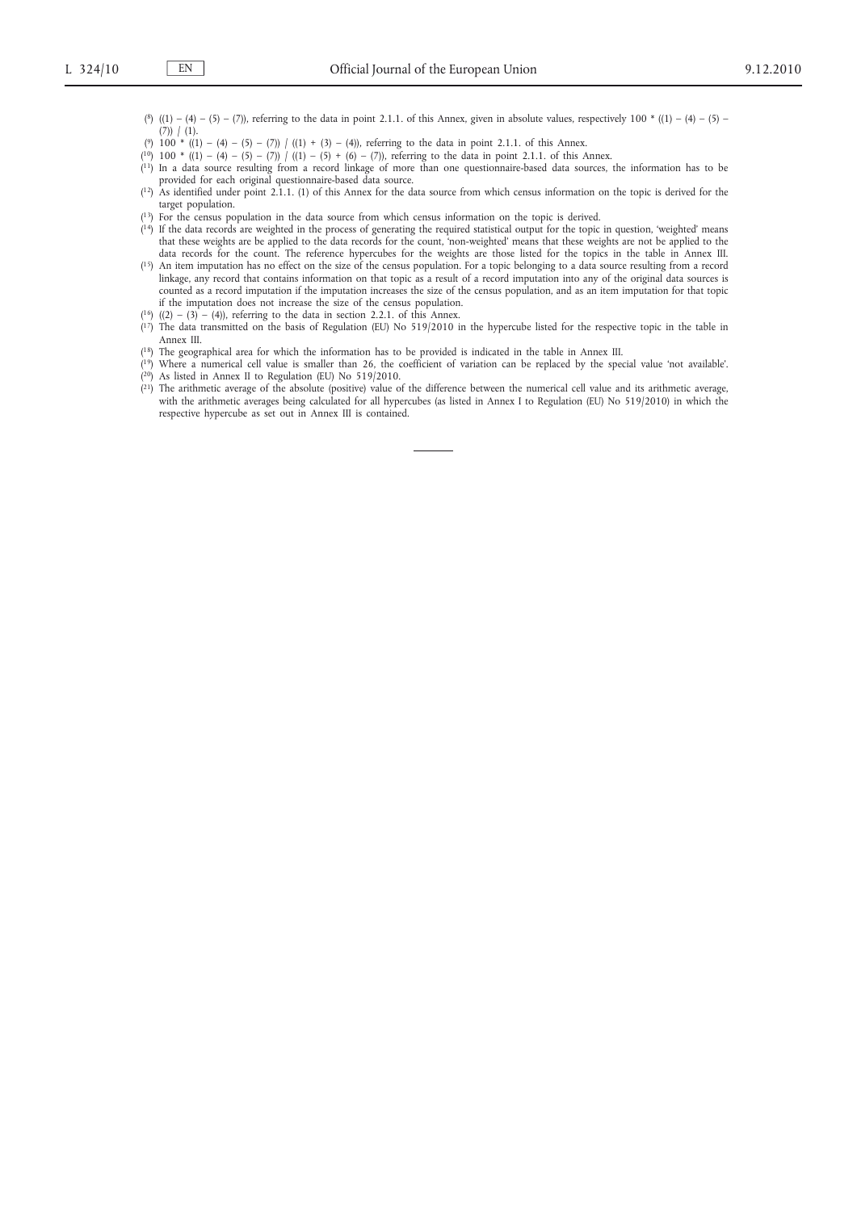(8) ((1) − (4) − (5) − (7)), referring to the data in point 2.1.1. of this Annex, given in absolute values, respectively 100 * ((1) − (4) − (5) − (7)) / (1).

(9) 100 * ((1) − (4) − (5) − (7)) / ((1) + (3) − (4)), referring to the data in point 2.1.1. of this Annex.

(10) 100 * ((1) − (4) − (5) − (7)) / ((1) − (5) + (6) − (7)), referring to the data in point 2.1.1. of this Annex.

(11) In a data source resulting from a record linkage of more than one questionnaire-based data sources, the information has to be provided for each original questionnaire-based data source.

(12) As identified under point 2.1.1. (1) of this Annex for the data source from which census information on the topic is derived for the target population.

(13) For the census population in the data source from which census information on the topic is derived.

(14) If the data records are weighted in the process of generating the required statistical output for the topic in question, 'weighted' means that these weights are be applied to the data records for the count, 'non-weighted' means that these weights are not be applied to the data records for the count. The reference hypercubes for the weights are those listed for the topics in the table in Annex III.

(15) An item imputation has no effect on the size of the census population. For a topic belonging to a data source resulting from a record linkage, any record that contains information on that topic as a result of a record imputation into any of the original data sources is counted as a record imputation if the imputation increases the size of the census population, and as an item imputation for that topic if the imputation does not increase the size of the census population.

(16) ((2) − (3) − (4)), referring to the data in section 2.2.1. of this Annex.

(17) The data transmitted on the basis of Regulation (EU) No 519/2010 in the hypercube listed for the respective topic in the table in Annex III.

(18) The geographical area for which the information has to be provided is indicated in the table in Annex III.

(19) Where a numerical cell value is smaller than 26, the coefficient of variation can be replaced by the special value 'not available'.

(20) As listed in Annex II to Regulation (EU) No 519/2010.

(21) The arithmetic average of the absolute (positive) value of the difference between the numerical cell value and its arithmetic average, with the arithmetic averages being calculated for all hypercubes (as listed in Annex I to Regulation (EU) No 519/2010) in which the respective hypercube as set out in Annex III is contained.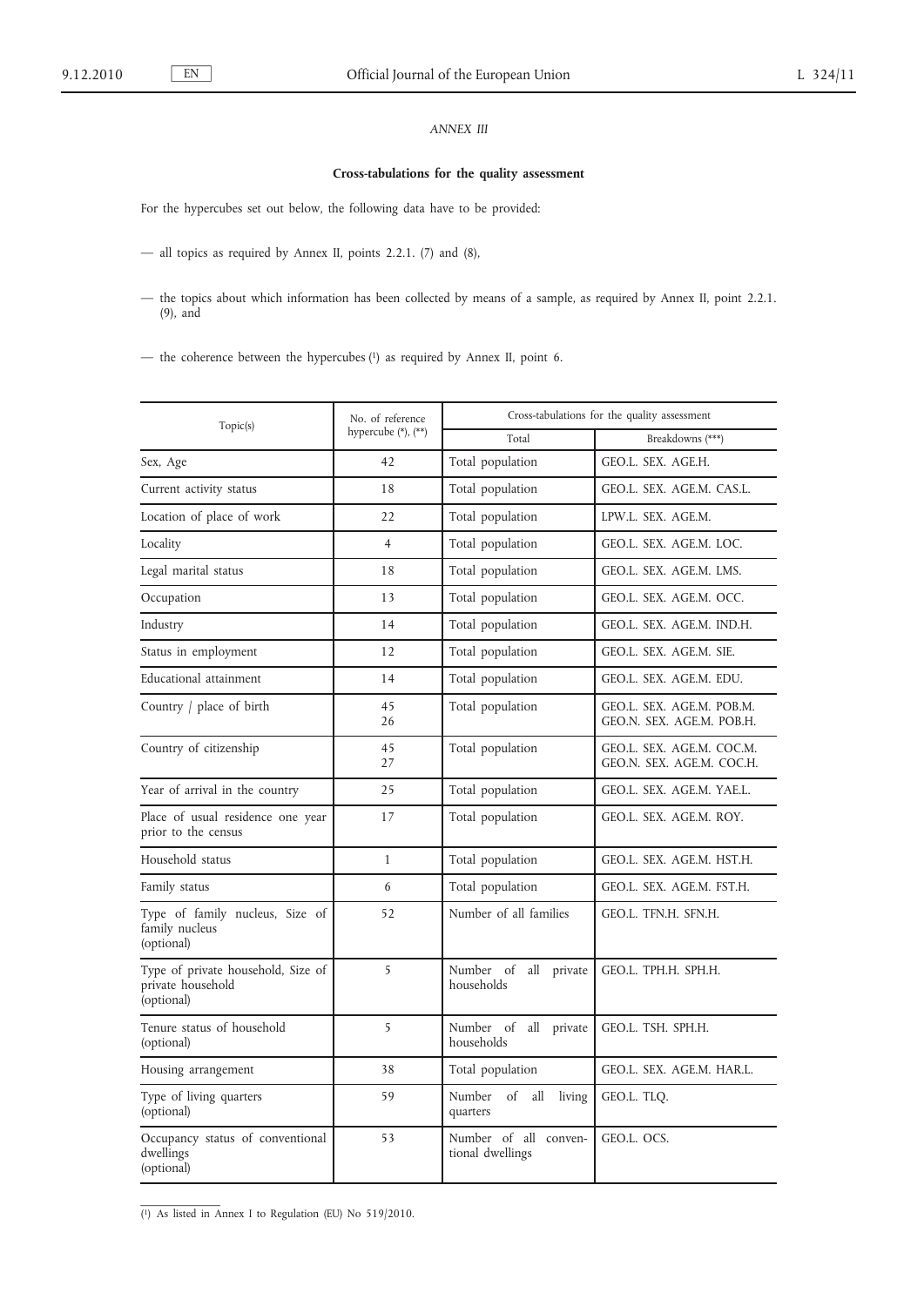*ANNEX III*

**Cross-tabulations for the quality assessment**

For the hypercubes set out below, the following data have to be provided:

— all topics as required by Annex II, points 2.2.1. (7) and (8),

— the topics about which information has been collected by means of a sample, as required by Annex II, point 2.2.1. (9), and

— the coherence between the hypercubes [1] as required by Annex II, point 6.

| Topic(s) | No. of reference hypercube (*), (**) | Cross-tabulations for the quality assessment | |
|---|---|---|---|
| | | Total | Breakdowns (***) |
| Sex, Age | 42 | Total population | GEO.L. SEX. AGE.H. |
| Current activity status | 18 | Total population | GEO.L. SEX. AGE.M. CAS.L. |
| Location of place of work | 22 | Total population | LPW.L. SEX. AGE.M. |
| Locality | 4 | Total population | GEO.L. SEX. AGE.M. LOC. |
| Legal marital status | 18 | Total population | GEO.L. SEX. AGE.M. LMS. |
| Occupation | 13 | Total population | GEO.L. SEX. AGE.M. OCC. |
| Industry | 14 | Total population | GEO.L. SEX. AGE.M. IND.H. |
| Status in employment | 12 | Total population | GEO.L. SEX. AGE.M. SIE. |
| Educational attainment | 14 | Total population | GEO.L. SEX. AGE.M. EDU. |
| Country / place of birth | 45<br>26 | Total population | GEO.L. SEX. AGE.M. POB.M.<br>GEO.N. SEX. AGE.M. POB.H. |
| Country of citizenship | 45<br>27 | Total population | GEO.L. SEX. AGE.M. COC.M.<br>GEO.N. SEX. AGE.M. COC.H. |
| Year of arrival in the country | 25 | Total population | GEO.L. SEX. AGE.M. YAE.L. |
| Place of usual residence one year prior to the census | 17 | Total population | GEO.L. SEX. AGE.M. ROY. |
| Household status | 1 | Total population | GEO.L. SEX. AGE.M. HST.H. |
| Family status | 6 | Total population | GEO.L. SEX. AGE.M. FST.H. |
| Type of family nucleus, Size of family nucleus (optional) | 52 | Number of all families | GEO.L. TFN.H. SFN.H. |
| Type of private household, Size of private household (optional) | 5 | Number of all private households | GEO.L. TPH.H. SPH.H. |
| Tenure status of household (optional) | 5 | Number of all private households | GEO.L. TSH. SPH.H. |
| Housing arrangement | 38 | Total population | GEO.L. SEX. AGE.M. HAR.L. |
| Type of living quarters (optional) | 59 | Number of all living quarters | GEO.L. TLQ. |
| Occupancy status of conventional dwellings (optional) | 53 | Number of all conventional dwellings | GEO.L. OCS. |

[1] As listed in Annex I to Regulation (EU) No 519/2010.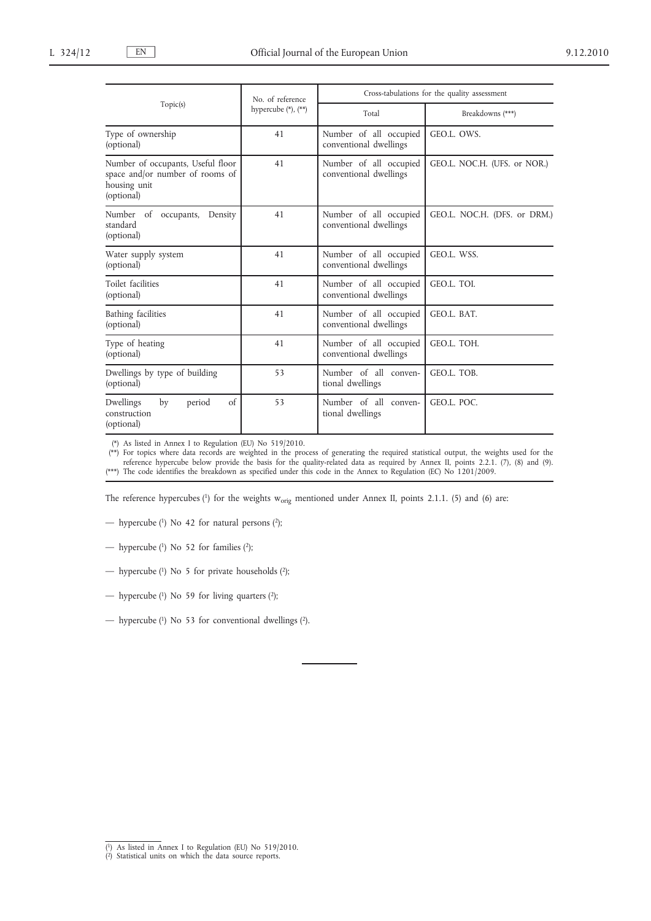| Topic(s) | No. of reference hypercube (*), (**) | Cross-tabulations for the quality assessment | |
|---|---|---|---|
| | | Total | Breakdowns (***) |
| Type of ownership (optional) | 41 | Number of all occupied conventional dwellings | GEO.L. OWS. |
| Number of occupants, Useful floor space and/or number of rooms of housing unit (optional) | 41 | Number of all occupied conventional dwellings | GEO.L. NOC.H. (UFS. or NOR.) |
| Number of occupants, Density standard (optional) | 41 | Number of all occupied conventional dwellings | GEO.L. NOC.H. (DFS. or DRM.) |
| Water supply system (optional) | 41 | Number of all occupied conventional dwellings | GEO.L. WSS. |
| Toilet facilities (optional) | 41 | Number of all occupied conventional dwellings | GEO.L. TOI. |
| Bathing facilities (optional) | 41 | Number of all occupied conventional dwellings | GEO.L. BAT. |
| Type of heating (optional) | 41 | Number of all occupied conventional dwellings | GEO.L. TOH. |
| Dwellings by type of building (optional) | 53 | Number of all conventional dwellings | GEO.L. TOB. |
| Dwellings by period of construction (optional) | 53 | Number of all conventional dwellings | GEO.L. POC. |

(*) As listed in Annex I to Regulation (EU) No 519/2010.

(**) For topics where data records are weighted in the process of generating the required statistical output, the weights used for the reference hypercube below provide the basis for the quality-related data as required by Annex II, points 2.2.1. (7), (8) and (9).

(***) The code identifies the breakdown as specified under this code in the Annex to Regulation (EC) No 1201/2009.

The reference hypercubes [1] for the weights $w_{orig}$ mentioned under Annex II, points 2.1.1. (5) and (6) are:

— hypercube [1] No 42 for natural persons [2];

— hypercube [1] No 52 for families [2];

— hypercube [1] No 5 for private households [2];

— hypercube [1] No 59 for living quarters [2];

— hypercube [1] No 53 for conventional dwellings [2].

---

[1] As listed in Annex I to Regulation (EU) No 519/2010.

[2] Statistical units on which the data source reports.